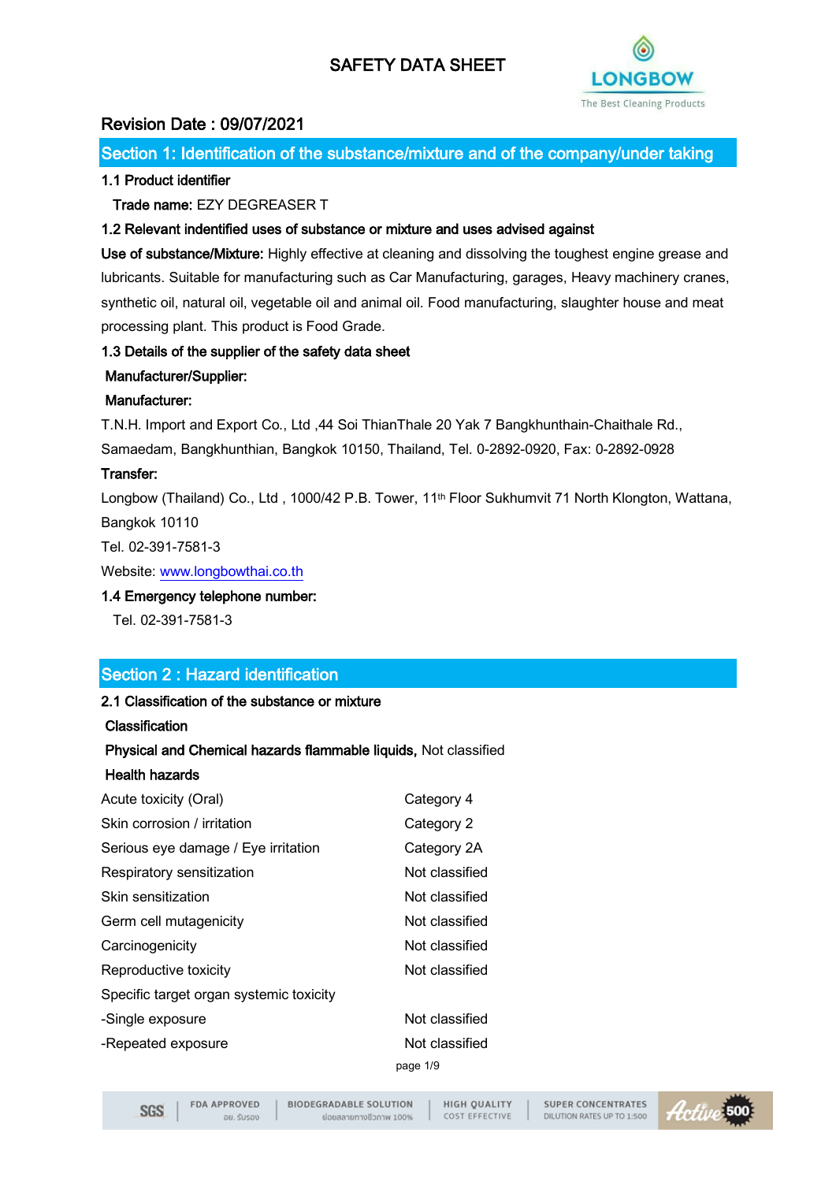# SAFETY DATA SHEET

LONGBOW
The Best Cleaning Products

## Revision Date : 09/07/2021

## Section 1: Identification of the substance/mixture and of the company/under taking

### 1.1 Product identifier

**Trade name:** EZY DEGREASER T

### 1.2 Relevant indentified uses of substance or mixture and uses advised against

**Use of substance/Mixture:** Highly effective at cleaning and dissolving the toughest engine grease and lubricants. Suitable for manufacturing such as Car Manufacturing, garages, Heavy machinery cranes, synthetic oil, natural oil, vegetable oil and animal oil. Food manufacturing, slaughter house and meat processing plant. This product is Food Grade.

### 1.3 Details of the supplier of the safety data sheet

**Manufacturer/Supplier:**

**Manufacturer:**

T.N.H. Import and Export Co., Ltd ,44 Soi ThianThale 20 Yak 7 Bangkhunthain-Chaithale Rd., Samaedam, Bangkhunthian, Bangkok 10150, Thailand, Tel. 0-2892-0920, Fax: 0-2892-0928

**Transfer:**

Longbow (Thailand) Co., Ltd , 1000/42 P.B. Tower, 11th Floor Sukhumvit 71 North Klongton, Wattana, Bangkok 10110

Tel. 02-391-7581-3

Website: www.longbowthai.co.th

### 1.4 Emergency telephone number:

Tel. 02-391-7581-3

## Section 2 : Hazard identification

### 2.1 Classification of the substance or mixture

**Classification**

**Physical and Chemical hazards flammable liquids,** Not classified

**Health hazards**

| | |
|---|---|
| Acute toxicity (Oral) | Category 4 |
| Skin corrosion / irritation | Category 2 |
| Serious eye damage / Eye irritation | Category 2A |
| Respiratory sensitization | Not classified |
| Skin sensitization | Not classified |
| Germ cell mutagenicity | Not classified |
| Carcinogenicity | Not classified |
| Reproductive toxicity | Not classified |
| Specific target organ systemic toxicity | |
| -Single exposure | Not classified |
| -Repeated exposure | Not classified |

SGS | FDA APPROVED อย. รับรอง | BIODEGRADABLE SOLUTION ย่อยสลายทางชีวภาพ 100% | HIGH QUALITY COST EFFECTIVE | SUPER CONCENTRATES DILUTION RATES UP TO 1:500 | Active 500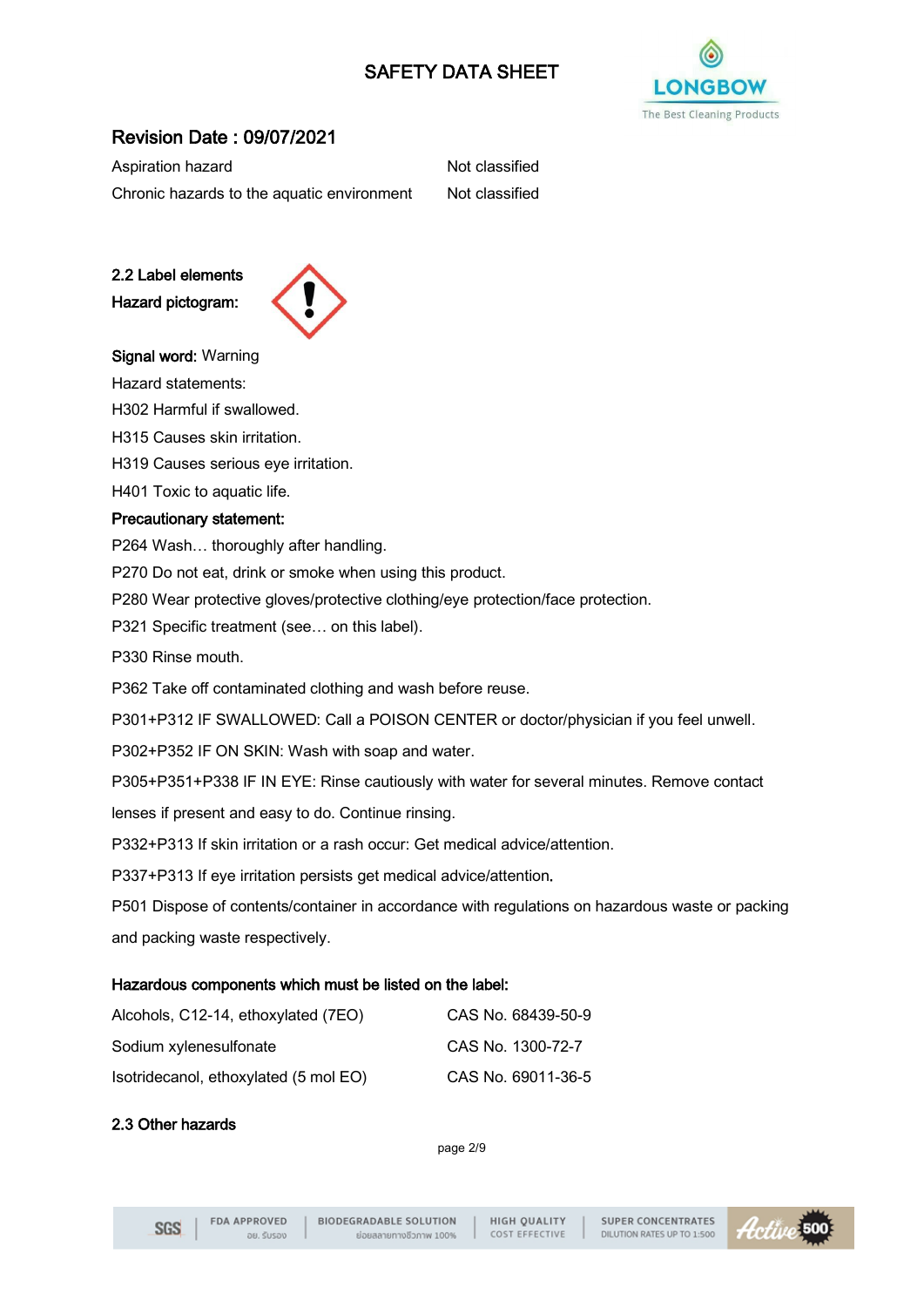## Revision Date : 09/07/2021

| | |
|---|---|
| Aspiration hazard | Not classified |
| Chronic hazards to the aquatic environment | Not classified |

**2.2 Label elements**

**Hazard pictogram:**

**Signal word:** Warning

Hazard statements:

H302 Harmful if swallowed.

H315 Causes skin irritation.

H319 Causes serious eye irritation.

H401 Toxic to aquatic life.

**Precautionary statement:**

P264 Wash… thoroughly after handling.

P270 Do not eat, drink or smoke when using this product.

P280 Wear protective gloves/protective clothing/eye protection/face protection.

P321 Specific treatment (see… on this label).

P330 Rinse mouth.

P362 Take off contaminated clothing and wash before reuse.

P301+P312 IF SWALLOWED: Call a POISON CENTER or doctor/physician if you feel unwell.

P302+P352 IF ON SKIN: Wash with soap and water.

P305+P351+P338 IF IN EYE: Rinse cautiously with water for several minutes. Remove contact lenses if present and easy to do. Continue rinsing.

P332+P313 If skin irritation or a rash occur: Get medical advice/attention.

P337+P313 If eye irritation persists get medical advice/attention.

P501 Dispose of contents/container in accordance with regulations on hazardous waste or packing and packing waste respectively.

**Hazardous components which must be listed on the label:**

| | |
|---|---|
| Alcohols, C12-14, ethoxylated (7EO) | CAS No. 68439-50-9 |
| Sodium xylenesulfonate | CAS No. 1300-72-7 |
| Isotridecanol, ethoxylated (5 mol EO) | CAS No. 69011-36-5 |

**2.3 Other hazards**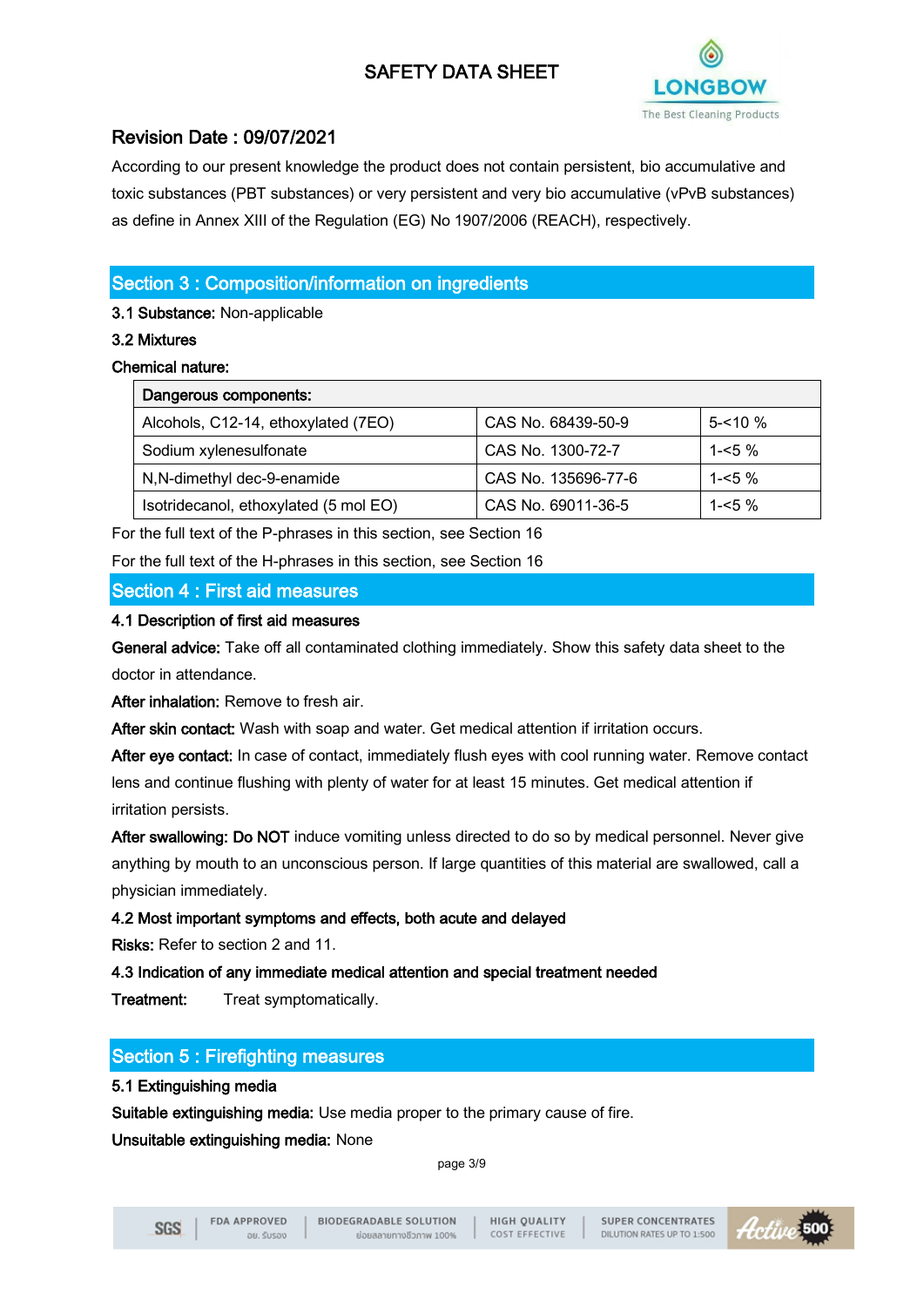## Revision Date : 09/07/2021

According to our present knowledge the product does not contain persistent, bio accumulative and toxic substances (PBT substances) or very persistent and very bio accumulative (vPvB substances) as define in Annex XIII of the Regulation (EG) No 1907/2006 (REACH), respectively.

## Section 3 : Composition/information on ingredients

**3.1 Substance:** Non-applicable

**3.2 Mixtures**

**Chemical nature:**

| **Dangerous components:** | | |
|---|---|---|
| Alcohols, C12-14, ethoxylated (7EO) | CAS No. 68439-50-9 | 5-<10 % |
| Sodium xylenesulfonate | CAS No. 1300-72-7 | 1-<5 % |
| N,N-dimethyl dec-9-enamide | CAS No. 135696-77-6 | 1-<5 % |
| Isotridecanol, ethoxylated (5 mol EO) | CAS No. 69011-36-5 | 1-<5 % |

For the full text of the P-phrases in this section, see Section 16

For the full text of the H-phrases in this section, see Section 16

## Section 4 : First aid measures

**4.1 Description of first aid measures**

**General advice:** Take off all contaminated clothing immediately. Show this safety data sheet to the doctor in attendance.

**After inhalation:** Remove to fresh air.

**After skin contact:** Wash with soap and water. Get medical attention if irritation occurs.

**After eye contact:** In case of contact, immediately flush eyes with cool running water. Remove contact lens and continue flushing with plenty of water for at least 15 minutes. Get medical attention if irritation persists.

**After swallowing: Do NOT** induce vomiting unless directed to do so by medical personnel. Never give anything by mouth to an unconscious person. If large quantities of this material are swallowed, call a physician immediately.

**4.2 Most important symptoms and effects, both acute and delayed**

**Risks:** Refer to section 2 and 11.

**4.3 Indication of any immediate medical attention and special treatment needed**

**Treatment:** Treat symptomatically.

## Section 5 : Firefighting measures

**5.1 Extinguishing media**

**Suitable extinguishing media:** Use media proper to the primary cause of fire.

**Unsuitable extinguishing media:** None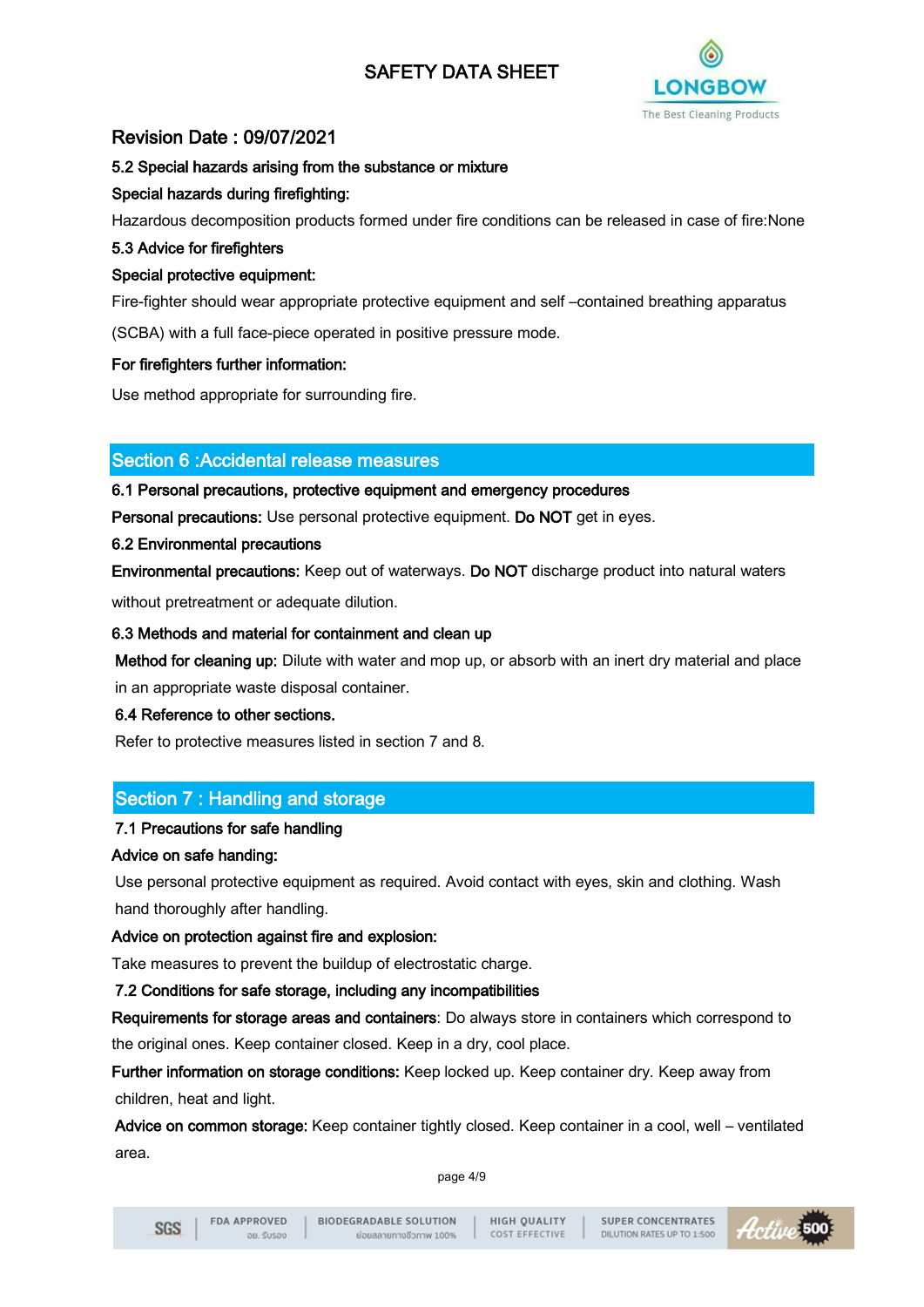Revision Date : 09/07/2021

5.2 Special hazards arising from the substance or mixture

**Special hazards during firefighting:**

Hazardous decomposition products formed under fire conditions can be released in case of fire:None

5.3 Advice for firefighters

**Special protective equipment:**

Fire-fighter should wear appropriate protective equipment and self –contained breathing apparatus (SCBA) with a full face-piece operated in positive pressure mode.

**For firefighters further information:**

Use method appropriate for surrounding fire.

## Section 6 :Accidental release measures

6.1 Personal precautions, protective equipment and emergency procedures

**Personal precautions:** Use personal protective equipment. **Do NOT** get in eyes.

6.2 Environmental precautions

**Environmental precautions:** Keep out of waterways. **Do NOT** discharge product into natural waters without pretreatment or adequate dilution.

6.3 Methods and material for containment and clean up

**Method for cleaning up:** Dilute with water and mop up, or absorb with an inert dry material and place in an appropriate waste disposal container.

6.4 Reference to other sections.

Refer to protective measures listed in section 7 and 8.

## Section 7 : Handling and storage

7.1 Precautions for safe handling

**Advice on safe handing:**

Use personal protective equipment as required. Avoid contact with eyes, skin and clothing. Wash hand thoroughly after handling.

**Advice on protection against fire and explosion:**

Take measures to prevent the buildup of electrostatic charge.

7.2 Conditions for safe storage, including any incompatibilities

**Requirements for storage areas and containers**: Do always store in containers which correspond to the original ones. Keep container closed. Keep in a dry, cool place.

**Further information on storage conditions:** Keep locked up. Keep container dry. Keep away from children, heat and light.

**Advice on common storage:** Keep container tightly closed. Keep container in a cool, well – ventilated area.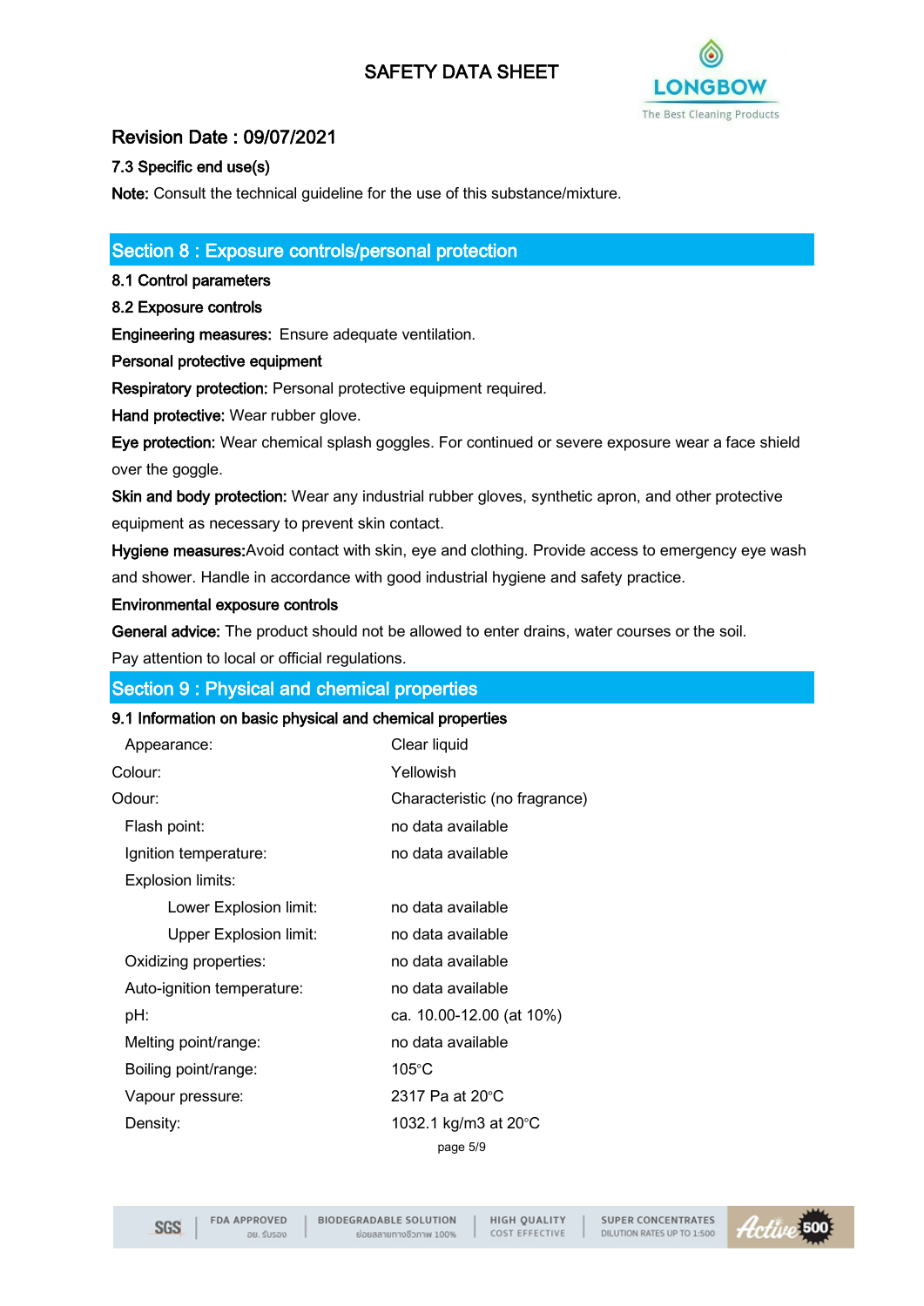### 7.3 Specific end use(s)

**Note:** Consult the technical guideline for the use of this substance/mixture.

## Section 8 : Exposure controls/personal protection

**8.1 Control parameters**

**8.2 Exposure controls**

**Engineering measures:** Ensure adequate ventilation.

**Personal protective equipment**

**Respiratory protection:** Personal protective equipment required.

**Hand protective:** Wear rubber glove.

**Eye protection:** Wear chemical splash goggles. For continued or severe exposure wear a face shield over the goggle.

**Skin and body protection:** Wear any industrial rubber gloves, synthetic apron, and other protective equipment as necessary to prevent skin contact.

**Hygiene measures:** Avoid contact with skin, eye and clothing. Provide access to emergency eye wash and shower. Handle in accordance with good industrial hygiene and safety practice.

**Environmental exposure controls**

**General advice:** The product should not be allowed to enter drains, water courses or the soil. Pay attention to local or official regulations.

## Section 9 : Physical and chemical properties

**9.1 Information on basic physical and chemical properties**

| Property | Value |
|---|---|
| Appearance: | Clear liquid |
| Colour: | Yellowish |
| Odour: | Characteristic (no fragrance) |
| Flash point: | no data available |
| Ignition temperature: | no data available |
| Explosion limits: | |
| Lower Explosion limit: | no data available |
| Upper Explosion limit: | no data available |
| Oxidizing properties: | no data available |
| Auto-ignition temperature: | no data available |
| pH: | ca. 10.00-12.00 (at 10%) |
| Melting point/range: | no data available |
| Boiling point/range: | 105°C |
| Vapour pressure: | 2317 Pa at 20°C |
| Density: | 1032.1 kg/m3 at 20°C |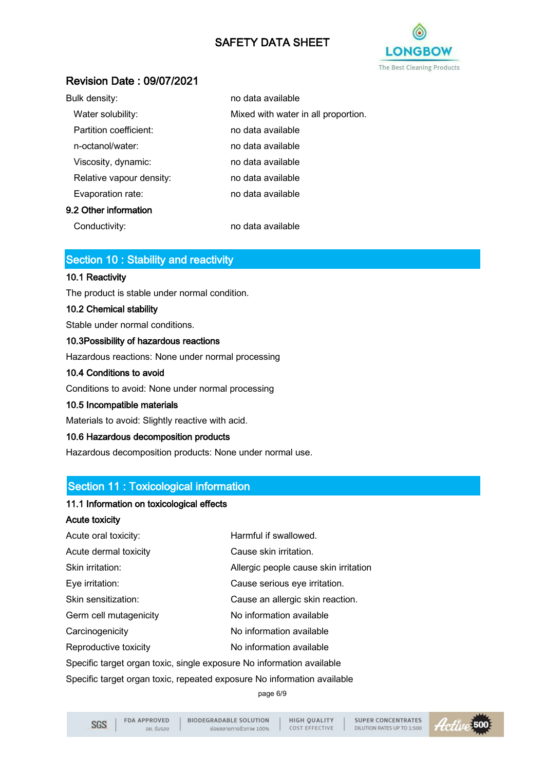Revision Date : 09/07/2021

| | |
|---|---|
| Bulk density: | no data available |
| Water solubility: | Mixed with water in all proportion. |
| Partition coefficient: | no data available |
| n-octanol/water: | no data available |
| Viscosity, dynamic: | no data available |
| Relative vapour density: | no data available |
| Evaporation rate: | no data available |

**9.2 Other information**

| | |
|---|---|
| Conductivity: | no data available |

## Section 10 : Stability and reactivity

**10.1 Reactivity**

The product is stable under normal condition.

**10.2 Chemical stability**

Stable under normal conditions.

**10.3Possibility of hazardous reactions**

Hazardous reactions: None under normal processing

**10.4 Conditions to avoid**

Conditions to avoid: None under normal processing

**10.5 Incompatible materials**

Materials to avoid: Slightly reactive with acid.

**10.6 Hazardous decomposition products**

Hazardous decomposition products: None under normal use.

## Section 11 : Toxicological information

**11.1 Information on toxicological effects**

**Acute toxicity**

| | |
|---|---|
| Acute oral toxicity: | Harmful if swallowed. |
| Acute dermal toxicity | Cause skin irritation. |
| Skin irritation: | Allergic people cause skin irritation |
| Eye irritation: | Cause serious eye irritation. |
| Skin sensitization: | Cause an allergic skin reaction. |
| Germ cell mutagenicity | No information available |
| Carcinogenicity | No information available |
| Reproductive toxicity | No information available |

Specific target organ toxic, single exposure No information available

Specific target organ toxic, repeated exposure No information available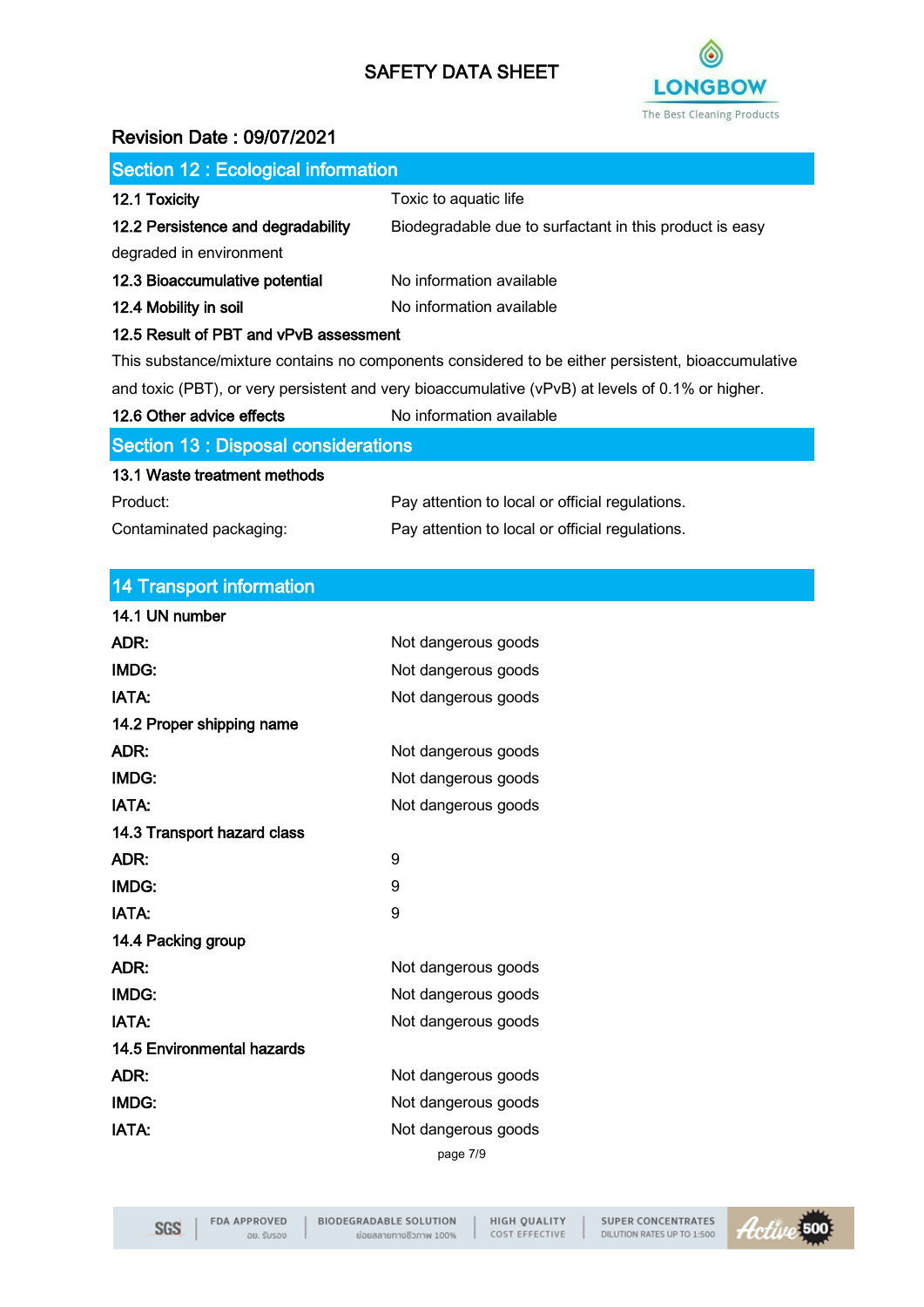# SAFETY DATA SHEET

**Revision Date : 09/07/2021**

## Section 12 : Ecological information

**12.1 Toxicity** Toxic to aquatic life

**12.2 Persistence and degradability** Biodegradable due to surfactant in this product is easy degraded in environment

**12.3 Bioaccumulative potential** No information available

**12.4 Mobility in soil** No information available

**12.5 Result of PBT and vPvB assessment**

This substance/mixture contains no components considered to be either persistent, bioaccumulative and toxic (PBT), or very persistent and very bioaccumulative (vPvB) at levels of 0.1% or higher.

**12.6 Other advice effects** No information available

## Section 13 : Disposal considerations

**13.1 Waste treatment methods**

Product: Pay attention to local or official regulations.

Contaminated packaging: Pay attention to local or official regulations.

## 14 Transport information

**14.1 UN number**

**ADR:** Not dangerous goods
**IMDG:** Not dangerous goods
**IATA:** Not dangerous goods

**14.2 Proper shipping name**

**ADR:** Not dangerous goods
**IMDG:** Not dangerous goods
**IATA:** Not dangerous goods

**14.3 Transport hazard class**

**ADR:** 9
**IMDG:** 9
**IATA:** 9

**14.4 Packing group**

**ADR:** Not dangerous goods
**IMDG:** Not dangerous goods
**IATA:** Not dangerous goods

**14.5 Environmental hazards**

**ADR:** Not dangerous goods
**IMDG:** Not dangerous goods
**IATA:** Not dangerous goods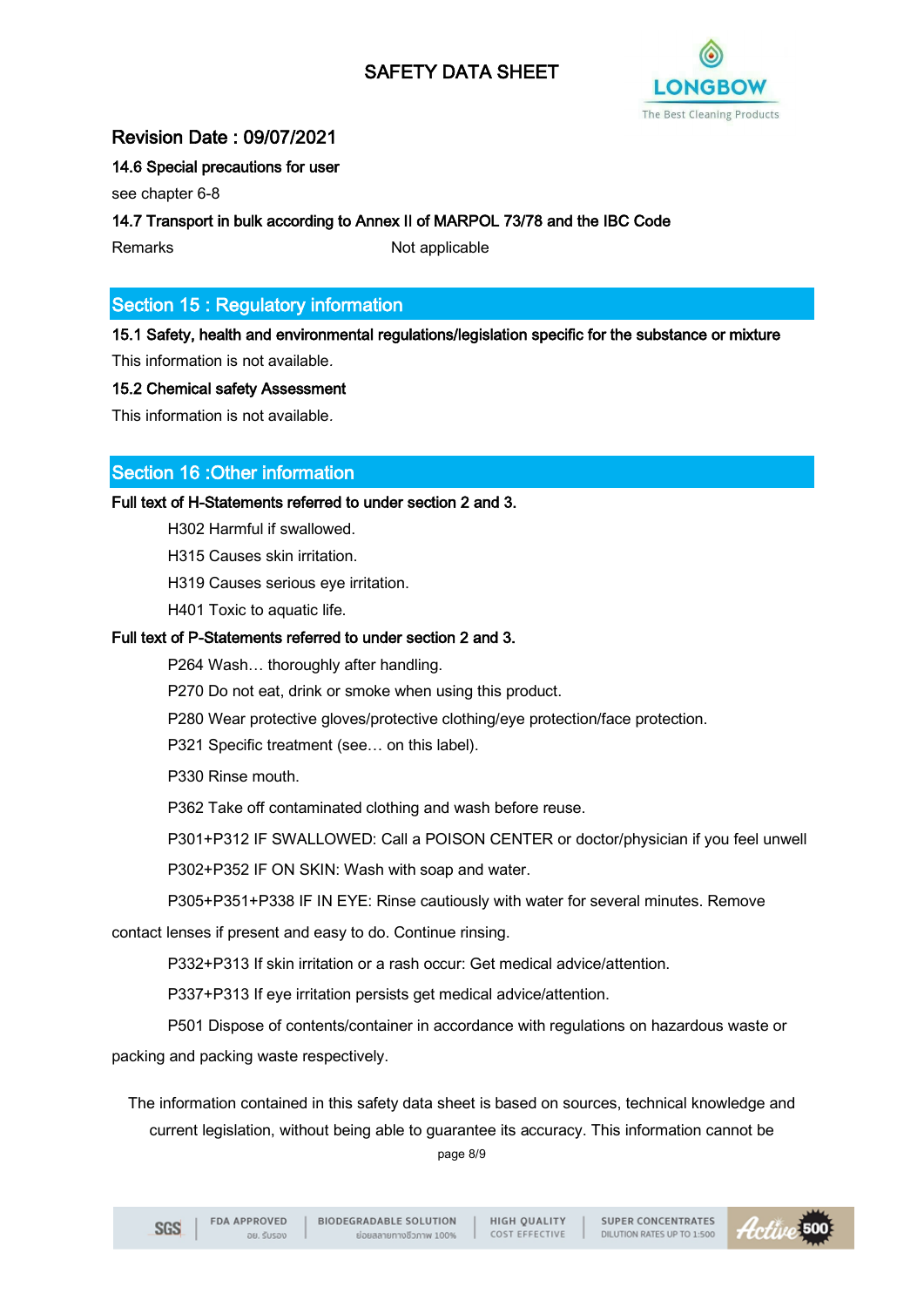Revision Date : 09/07/2021

### 14.6 Special precautions for user

see chapter 6-8

### 14.7 Transport in bulk according to Annex II of MARPOL 73/78 and the IBC Code

| Remarks | Not applicable |
|---|---|

## Section 15 : Regulatory information

### 15.1 Safety, health and environmental regulations/legislation specific for the substance or mixture

This information is not available.

### 15.2 Chemical safety Assessment

This information is not available.

## Section 16 :Other information

**Full text of H-Statements referred to under section 2 and 3.**

H302 Harmful if swallowed.

H315 Causes skin irritation.

H319 Causes serious eye irritation.

H401 Toxic to aquatic life.

**Full text of P-Statements referred to under section 2 and 3.**

P264 Wash… thoroughly after handling.

P270 Do not eat, drink or smoke when using this product.

P280 Wear protective gloves/protective clothing/eye protection/face protection.

P321 Specific treatment (see… on this label).

P330 Rinse mouth.

P362 Take off contaminated clothing and wash before reuse.

P301+P312 IF SWALLOWED: Call a POISON CENTER or doctor/physician if you feel unwell

P302+P352 IF ON SKIN: Wash with soap and water.

P305+P351+P338 IF IN EYE: Rinse cautiously with water for several minutes. Remove contact lenses if present and easy to do. Continue rinsing.

P332+P313 If skin irritation or a rash occur: Get medical advice/attention.

P337+P313 If eye irritation persists get medical advice/attention.

P501 Dispose of contents/container in accordance with regulations on hazardous waste or packing and packing waste respectively.

The information contained in this safety data sheet is based on sources, technical knowledge and current legislation, without being able to guarantee its accuracy. This information cannot be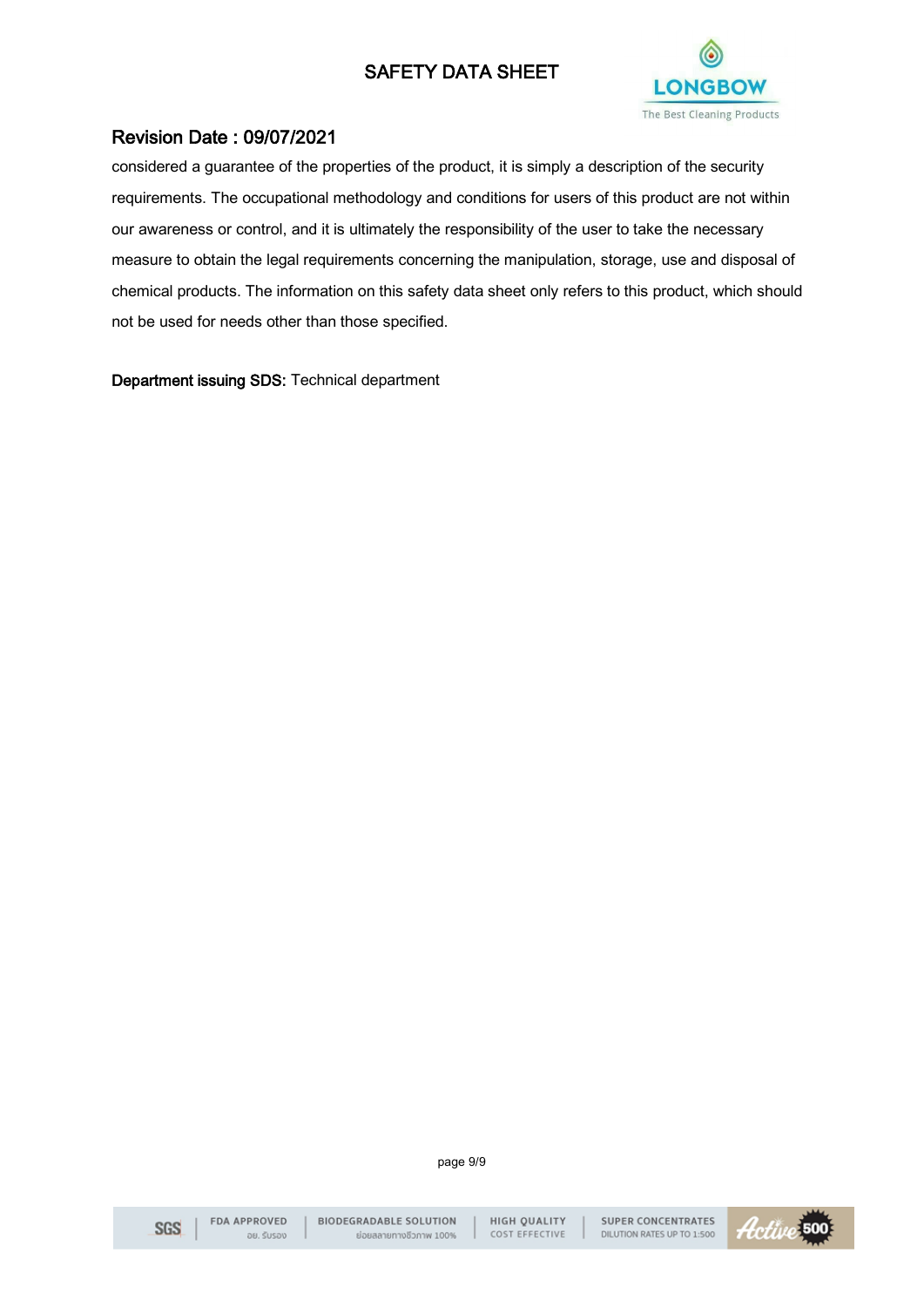considered a guarantee of the properties of the product, it is simply a description of the security requirements. The occupational methodology and conditions for users of this product are not within our awareness or control, and it is ultimately the responsibility of the user to take the necessary measure to obtain the legal requirements concerning the manipulation, storage, use and disposal of chemical products. The information on this safety data sheet only refers to this product, which should not be used for needs other than those specified.

**Department issuing SDS:** Technical department